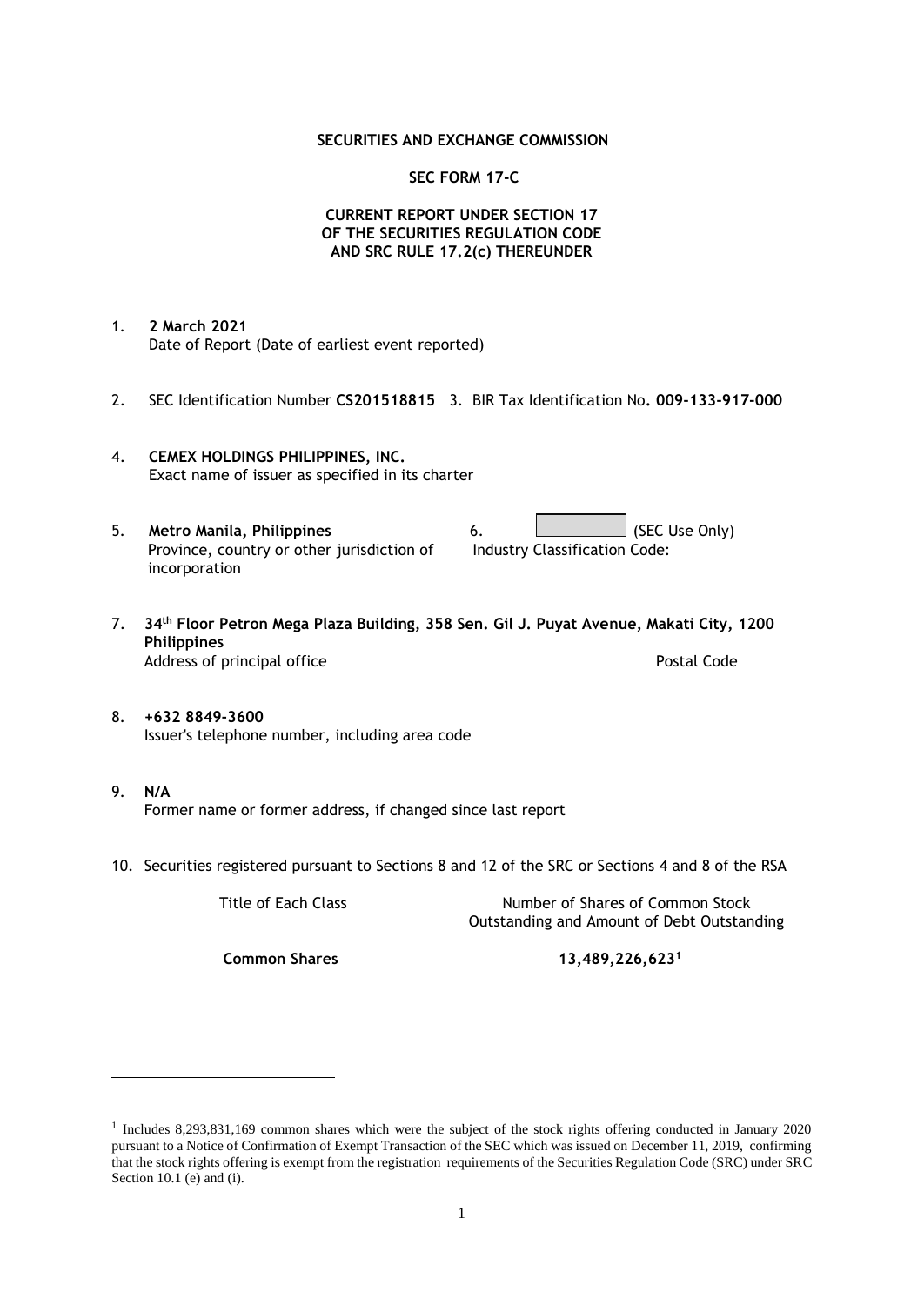**SECURITIES AND EXCHANGE COMMISSION**

**SEC FORM 17-C**

**CURRENT REPORT UNDER SECTION 17
OF THE SECURITIES REGULATION CODE
AND SRC RULE 17.2(c) THEREUNDER**

1. **2 March 2021**
   Date of Report (Date of earliest event reported)

2. SEC Identification Number **CS201518815** 3. BIR Tax Identification No**. 009-133-917-000**

4. **CEMEX HOLDINGS PHILIPPINES, INC.**
   Exact name of issuer as specified in its charter

5. **Metro Manila, Philippines**
   Province, country or other jurisdiction of incorporation

6. (SEC Use Only)
   Industry Classification Code:

7. **34th Floor Petron Mega Plaza Building, 358 Sen. Gil J. Puyat Avenue, Makati City, 1200 Philippines**
   Address of principal office Postal Code

8. **+632 8849-3600**
   Issuer's telephone number, including area code

9. **N/A**
   Former name or former address, if changed since last report

10. Securities registered pursuant to Sections 8 and 12 of the SRC or Sections 4 and 8 of the RSA

| Title of Each Class | Number of Shares of Common Stock Outstanding and Amount of Debt Outstanding |
|---|---|
| **Common Shares** | **13,489,226,623**[1] |

---

[1] Includes 8,293,831,169 common shares which were the subject of the stock rights offering conducted in January 2020 pursuant to a Notice of Confirmation of Exempt Transaction of the SEC which was issued on December 11, 2019, confirming that the stock rights offering is exempt from the registration requirements of the Securities Regulation Code (SRC) under SRC Section 10.1 (e) and (i).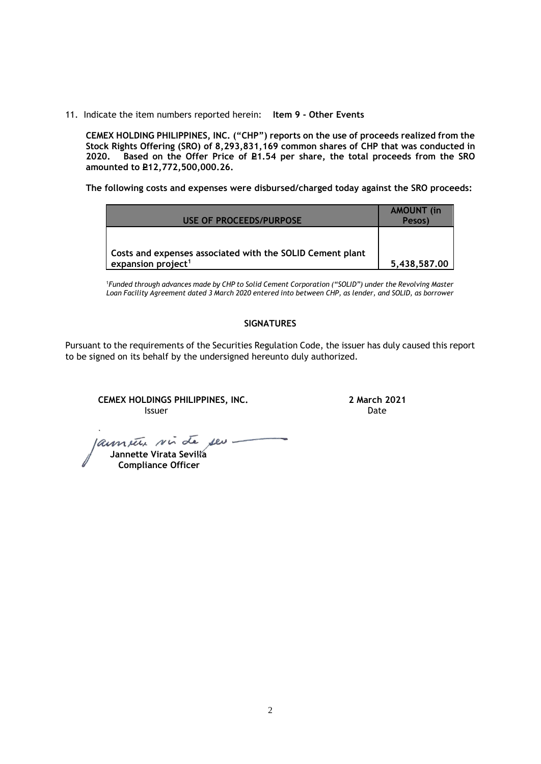11. Indicate the item numbers reported herein: **Item 9 - Other Events**

**CEMEX HOLDING PHILIPPINES, INC. ("CHP") reports on the use of proceeds realized from the Stock Rights Offering (SRO) of 8,293,831,169 common shares of CHP that was conducted in 2020. Based on the Offer Price of ₽1.54 per share, the total proceeds from the SRO amounted to ₽12,772,500,000.26.**

**The following costs and expenses were disbursed/charged today against the SRO proceeds:**

| USE OF PROCEEDS/PURPOSE | AMOUNT (in Pesos) |
|---|---|
| **Costs and expenses associated with the SOLID Cement plant expansion project[1]** | **5,438,587.00** |

[1]*Funded through advances made by CHP to Solid Cement Corporation ("SOLID") under the Revolving Master Loan Facility Agreement dated 3 March 2020 entered into between CHP, as lender, and SOLID, as borrower*

**SIGNATURES**

Pursuant to the requirements of the Securities Regulation Code, the issuer has duly caused this report to be signed on its behalf by the undersigned hereunto duly authorized.

**CEMEX HOLDINGS PHILIPPINES, INC.**
Issuer

**2 March 2021**
Date

**Jannette Virata Sevilla**
**Compliance Officer**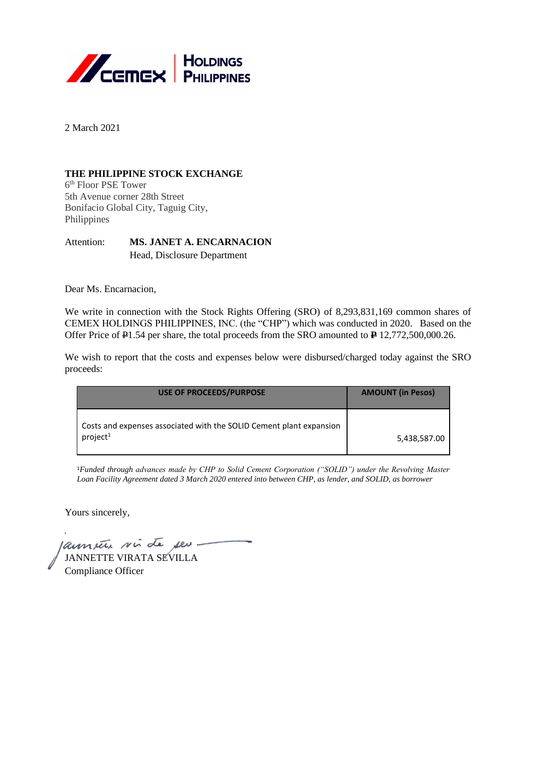CEMEX | HOLDINGS PHILIPPINES

2 March 2021

**THE PHILIPPINE STOCK EXCHANGE**
6th Floor PSE Tower
5th Avenue corner 28th Street
Bonifacio Global City, Taguig City,
Philippines

Attention: **MS. JANET A. ENCARNACION**
Head, Disclosure Department

Dear Ms. Encarnacion,

We write in connection with the Stock Rights Offering (SRO) of 8,293,831,169 common shares of CEMEX HOLDINGS PHILIPPINES, INC. (the "CHP") which was conducted in 2020. Based on the Offer Price of ₱1.54 per share, the total proceeds from the SRO amounted to **₱** 12,772,500,000.26.

We wish to report that the costs and expenses below were disbursed/charged today against the SRO proceeds:

| USE OF PROCEEDS/PURPOSE | AMOUNT (in Pesos) |
|---|---|
| Costs and expenses associated with the SOLID Cement plant expansion project[1] | 5,438,587.00 |

[1]*Funded through advances made by CHP to Solid Cement Corporation ("SOLID") under the Revolving Master Loan Facility Agreement dated 3 March 2020 entered into between CHP, as lender, and SOLID, as borrower*

Yours sincerely,

JANNETTE VIRATA SEVILLA
Compliance Officer